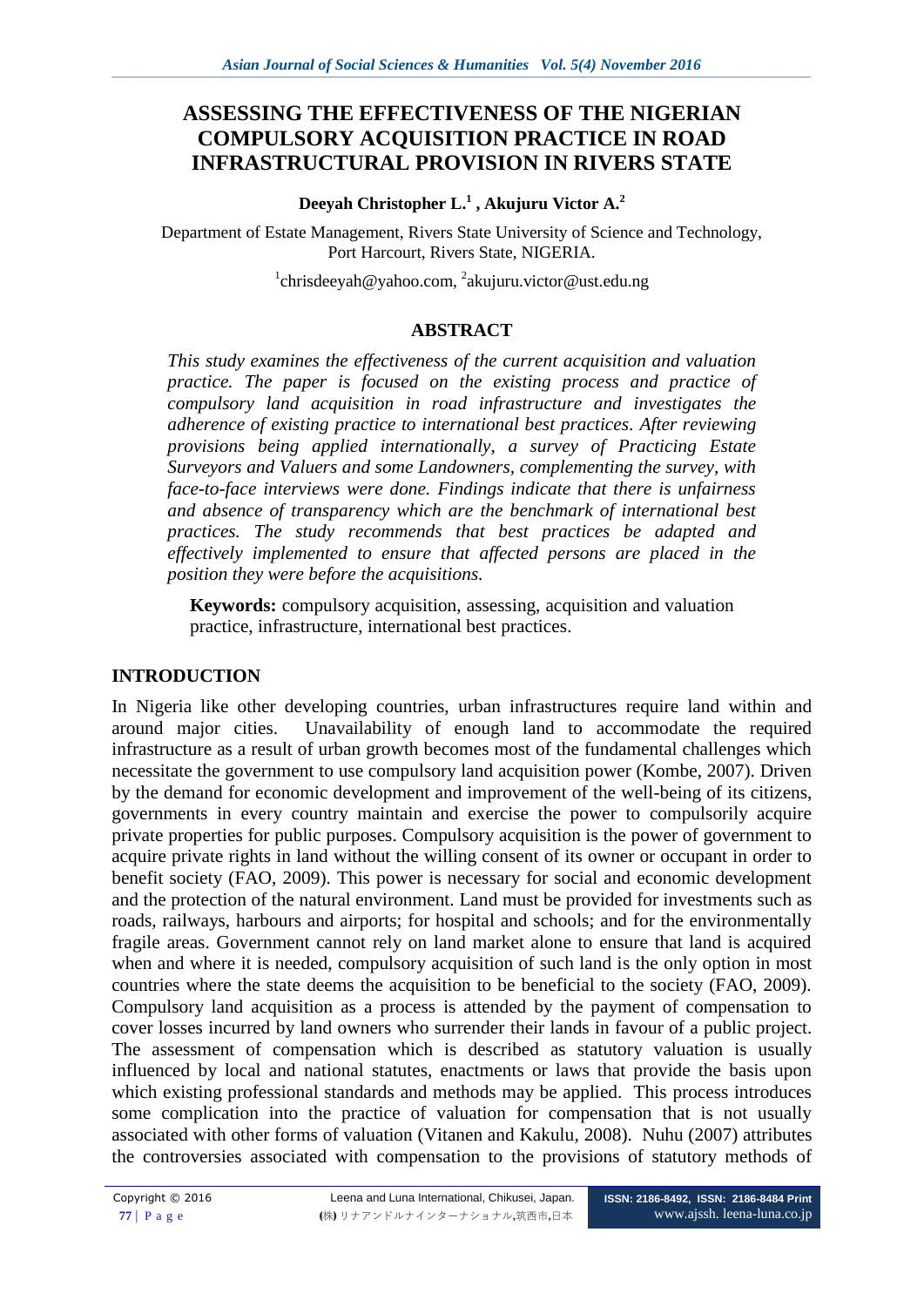# ASSESSING THE EFFECTIVENESS OF THE NIGERIAN COMPULSORY ACQUISITION PRACTICE IN ROAD INFRASTRUCTURAL PROVISION IN RIVERS STATE

**Deeyah Christopher L.[1] , Akujuru Victor A.[2]**

Department of Estate Management, Rivers State University of Science and Technology, Port Harcourt, Rivers State, NIGERIA.

[1]chrisdeeyah@yahoo.com, [2]akujuru.victor@ust.edu.ng

## ABSTRACT

*This study examines the effectiveness of the current acquisition and valuation practice. The paper is focused on the existing process and practice of compulsory land acquisition in road infrastructure and investigates the adherence of existing practice to international best practices. After reviewing provisions being applied internationally, a survey of Practicing Estate Surveyors and Valuers and some Landowners, complementing the survey, with face-to-face interviews were done. Findings indicate that there is unfairness and absence of transparency which are the benchmark of international best practices. The study recommends that best practices be adapted and effectively implemented to ensure that affected persons are placed in the position they were before the acquisitions.*

**Keywords:** compulsory acquisition, assessing, acquisition and valuation practice, infrastructure, international best practices.

## INTRODUCTION

In Nigeria like other developing countries, urban infrastructures require land within and around major cities. Unavailability of enough land to accommodate the required infrastructure as a result of urban growth becomes most of the fundamental challenges which necessitate the government to use compulsory land acquisition power (Kombe, 2007). Driven by the demand for economic development and improvement of the well-being of its citizens, governments in every country maintain and exercise the power to compulsorily acquire private properties for public purposes. Compulsory acquisition is the power of government to acquire private rights in land without the willing consent of its owner or occupant in order to benefit society (FAO, 2009). This power is necessary for social and economic development and the protection of the natural environment. Land must be provided for investments such as roads, railways, harbours and airports; for hospital and schools; and for the environmentally fragile areas. Government cannot rely on land market alone to ensure that land is acquired when and where it is needed, compulsory acquisition of such land is the only option in most countries where the state deems the acquisition to be beneficial to the society (FAO, 2009). Compulsory land acquisition as a process is attended by the payment of compensation to cover losses incurred by land owners who surrender their lands in favour of a public project. The assessment of compensation which is described as statutory valuation is usually influenced by local and national statutes, enactments or laws that provide the basis upon which existing professional standards and methods may be applied. This process introduces some complication into the practice of valuation for compensation that is not usually associated with other forms of valuation (Vitanen and Kakulu, 2008). Nuhu (2007) attributes the controversies associated with compensation to the provisions of statutory methods of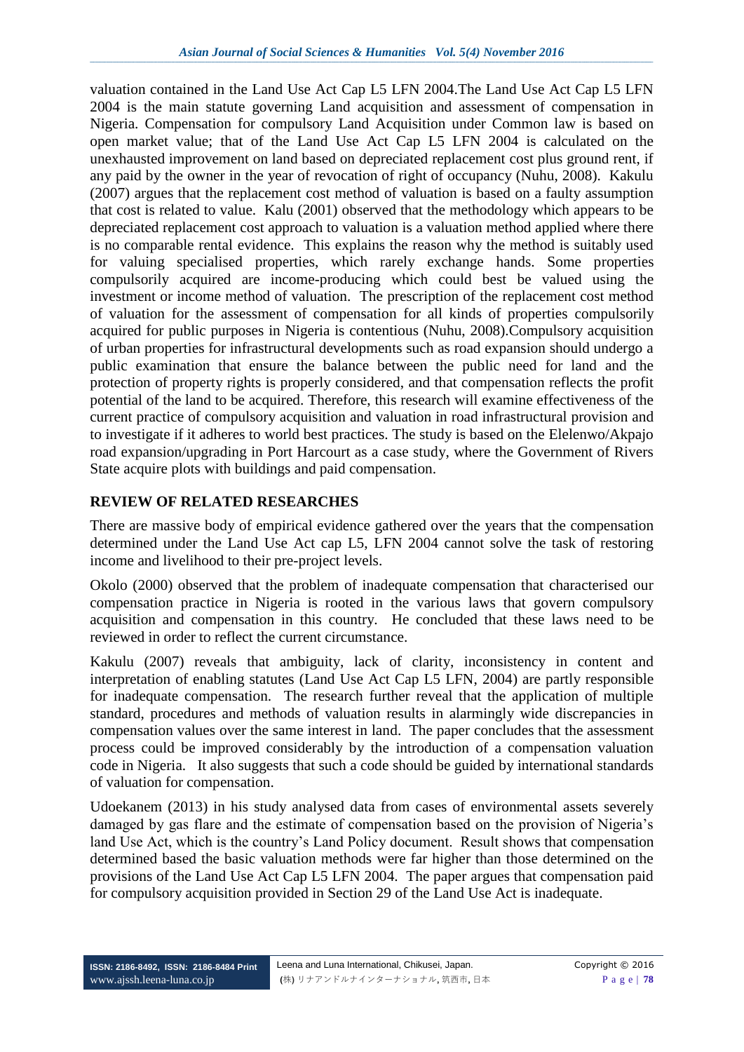valuation contained in the Land Use Act Cap L5 LFN 2004.The Land Use Act Cap L5 LFN 2004 is the main statute governing Land acquisition and assessment of compensation in Nigeria. Compensation for compulsory Land Acquisition under Common law is based on open market value; that of the Land Use Act Cap L5 LFN 2004 is calculated on the unexhausted improvement on land based on depreciated replacement cost plus ground rent, if any paid by the owner in the year of revocation of right of occupancy (Nuhu, 2008). Kakulu (2007) argues that the replacement cost method of valuation is based on a faulty assumption that cost is related to value. Kalu (2001) observed that the methodology which appears to be depreciated replacement cost approach to valuation is a valuation method applied where there is no comparable rental evidence. This explains the reason why the method is suitably used for valuing specialised properties, which rarely exchange hands. Some properties compulsorily acquired are income-producing which could best be valued using the investment or income method of valuation. The prescription of the replacement cost method of valuation for the assessment of compensation for all kinds of properties compulsorily acquired for public purposes in Nigeria is contentious (Nuhu, 2008).Compulsory acquisition of urban properties for infrastructural developments such as road expansion should undergo a public examination that ensure the balance between the public need for land and the protection of property rights is properly considered, and that compensation reflects the profit potential of the land to be acquired. Therefore, this research will examine effectiveness of the current practice of compulsory acquisition and valuation in road infrastructural provision and to investigate if it adheres to world best practices. The study is based on the Elelenwo/Akpajo road expansion/upgrading in Port Harcourt as a case study, where the Government of Rivers State acquire plots with buildings and paid compensation.

## REVIEW OF RELATED RESEARCHES

There are massive body of empirical evidence gathered over the years that the compensation determined under the Land Use Act cap L5, LFN 2004 cannot solve the task of restoring income and livelihood to their pre-project levels.

Okolo (2000) observed that the problem of inadequate compensation that characterised our compensation practice in Nigeria is rooted in the various laws that govern compulsory acquisition and compensation in this country. He concluded that these laws need to be reviewed in order to reflect the current circumstance.

Kakulu (2007) reveals that ambiguity, lack of clarity, inconsistency in content and interpretation of enabling statutes (Land Use Act Cap L5 LFN, 2004) are partly responsible for inadequate compensation. The research further reveal that the application of multiple standard, procedures and methods of valuation results in alarmingly wide discrepancies in compensation values over the same interest in land. The paper concludes that the assessment process could be improved considerably by the introduction of a compensation valuation code in Nigeria. It also suggests that such a code should be guided by international standards of valuation for compensation.

Udoekanem (2013) in his study analysed data from cases of environmental assets severely damaged by gas flare and the estimate of compensation based on the provision of Nigeria's land Use Act, which is the country's Land Policy document. Result shows that compensation determined based the basic valuation methods were far higher than those determined on the provisions of the Land Use Act Cap L5 LFN 2004. The paper argues that compensation paid for compulsory acquisition provided in Section 29 of the Land Use Act is inadequate.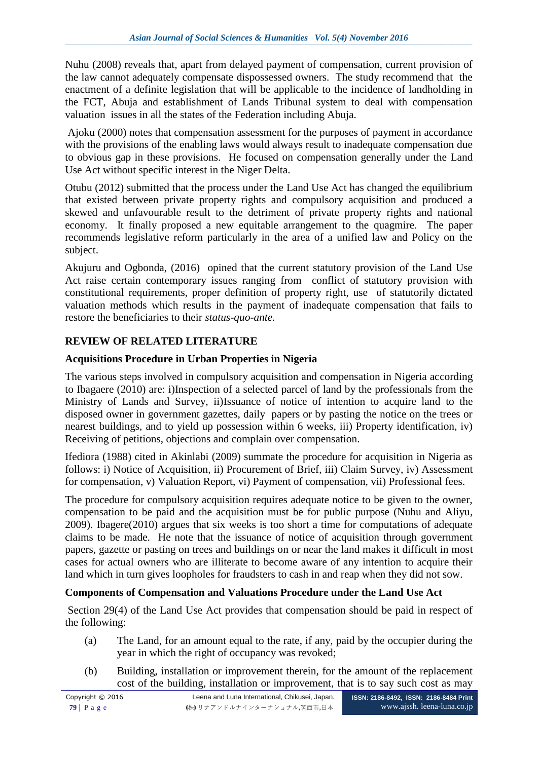Nuhu (2008) reveals that, apart from delayed payment of compensation, current provision of the law cannot adequately compensate dispossessed owners. The study recommend that the enactment of a definite legislation that will be applicable to the incidence of landholding in the FCT, Abuja and establishment of Lands Tribunal system to deal with compensation valuation issues in all the states of the Federation including Abuja.

Ajoku (2000) notes that compensation assessment for the purposes of payment in accordance with the provisions of the enabling laws would always result to inadequate compensation due to obvious gap in these provisions. He focused on compensation generally under the Land Use Act without specific interest in the Niger Delta.

Otubu (2012) submitted that the process under the Land Use Act has changed the equilibrium that existed between private property rights and compulsory acquisition and produced a skewed and unfavourable result to the detriment of private property rights and national economy. It finally proposed a new equitable arrangement to the quagmire. The paper recommends legislative reform particularly in the area of a unified law and Policy on the subject.

Akujuru and Ogbonda, (2016) opined that the current statutory provision of the Land Use Act raise certain contemporary issues ranging from conflict of statutory provision with constitutional requirements, proper definition of property right, use of statutorily dictated valuation methods which results in the payment of inadequate compensation that fails to restore the beneficiaries to their *status-quo-ante.*

## REVIEW OF RELATED LITERATURE

### Acquisitions Procedure in Urban Properties in Nigeria

The various steps involved in compulsory acquisition and compensation in Nigeria according to Ibagaere (2010) are: i)Inspection of a selected parcel of land by the professionals from the Ministry of Lands and Survey, ii)Issuance of notice of intention to acquire land to the disposed owner in government gazettes, daily papers or by pasting the notice on the trees or nearest buildings, and to yield up possession within 6 weeks, iii) Property identification, iv) Receiving of petitions, objections and complain over compensation.

Ifediora (1988) cited in Akinlabi (2009) summate the procedure for acquisition in Nigeria as follows: i) Notice of Acquisition, ii) Procurement of Brief, iii) Claim Survey, iv) Assessment for compensation, v) Valuation Report, vi) Payment of compensation, vii) Professional fees.

The procedure for compulsory acquisition requires adequate notice to be given to the owner, compensation to be paid and the acquisition must be for public purpose (Nuhu and Aliyu, 2009). Ibagere(2010) argues that six weeks is too short a time for computations of adequate claims to be made. He note that the issuance of notice of acquisition through government papers, gazette or pasting on trees and buildings on or near the land makes it difficult in most cases for actual owners who are illiterate to become aware of any intention to acquire their land which in turn gives loopholes for fraudsters to cash in and reap when they did not sow.

### Components of Compensation and Valuations Procedure under the Land Use Act

Section 29(4) of the Land Use Act provides that compensation should be paid in respect of the following:

(a) The Land, for an amount equal to the rate, if any, paid by the occupier during the year in which the right of occupancy was revoked;

(b) Building, installation or improvement therein, for the amount of the replacement cost of the building, installation or improvement, that is to say such cost as may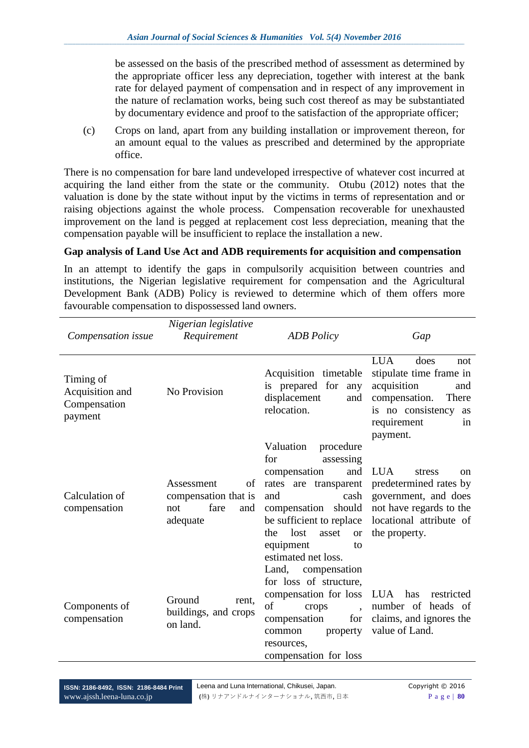be assessed on the basis of the prescribed method of assessment as determined by the appropriate officer less any depreciation, together with interest at the bank rate for delayed payment of compensation and in respect of any improvement in the nature of reclamation works, being such cost thereof as may be substantiated by documentary evidence and proof to the satisfaction of the appropriate officer;

(c) Crops on land, apart from any building installation or improvement thereon, for an amount equal to the values as prescribed and determined by the appropriate office.

There is no compensation for bare land undeveloped irrespective of whatever cost incurred at acquiring the land either from the state or the community. Otubu (2012) notes that the valuation is done by the state without input by the victims in terms of representation and or raising objections against the whole process. Compensation recoverable for unexhausted improvement on the land is pegged at replacement cost less depreciation, meaning that the compensation payable will be insufficient to replace the installation a new.

**Gap analysis of Land Use Act and ADB requirements for acquisition and compensation**

In an attempt to identify the gaps in compulsorily acquisition between countries and institutions, the Nigerian legislative requirement for compensation and the Agricultural Development Bank (ADB) Policy is reviewed to determine which of them offers more favourable compensation to dispossessed land owners.

| *Compensation issue* | *Nigerian legislative Requirement* | *ADB Policy* | *Gap* |
|---|---|---|---|
| Timing of Acquisition and Compensation payment | No Provision | Acquisition timetable is prepared for any displacement and relocation. | LUA does not stipulate time frame in acquisition and compensation. There is no consistency as requirement in payment. |
| Calculation of compensation | Assessment of compensation that is not fare and adequate | Valuation procedure for assessing compensation and rates are transparent and cash compensation should be sufficient to replace the lost asset or equipment to estimated net loss. | LUA stress on predetermined rates by government, and does not have regards to the locational attribute of the property. |
| Components of compensation | Ground rent, buildings, and crops on land. | Land, compensation for loss of structure, compensation for loss of crops , compensation for common property resources, compensation for loss | LUA has restricted number of heads of claims, and ignores the value of Land. |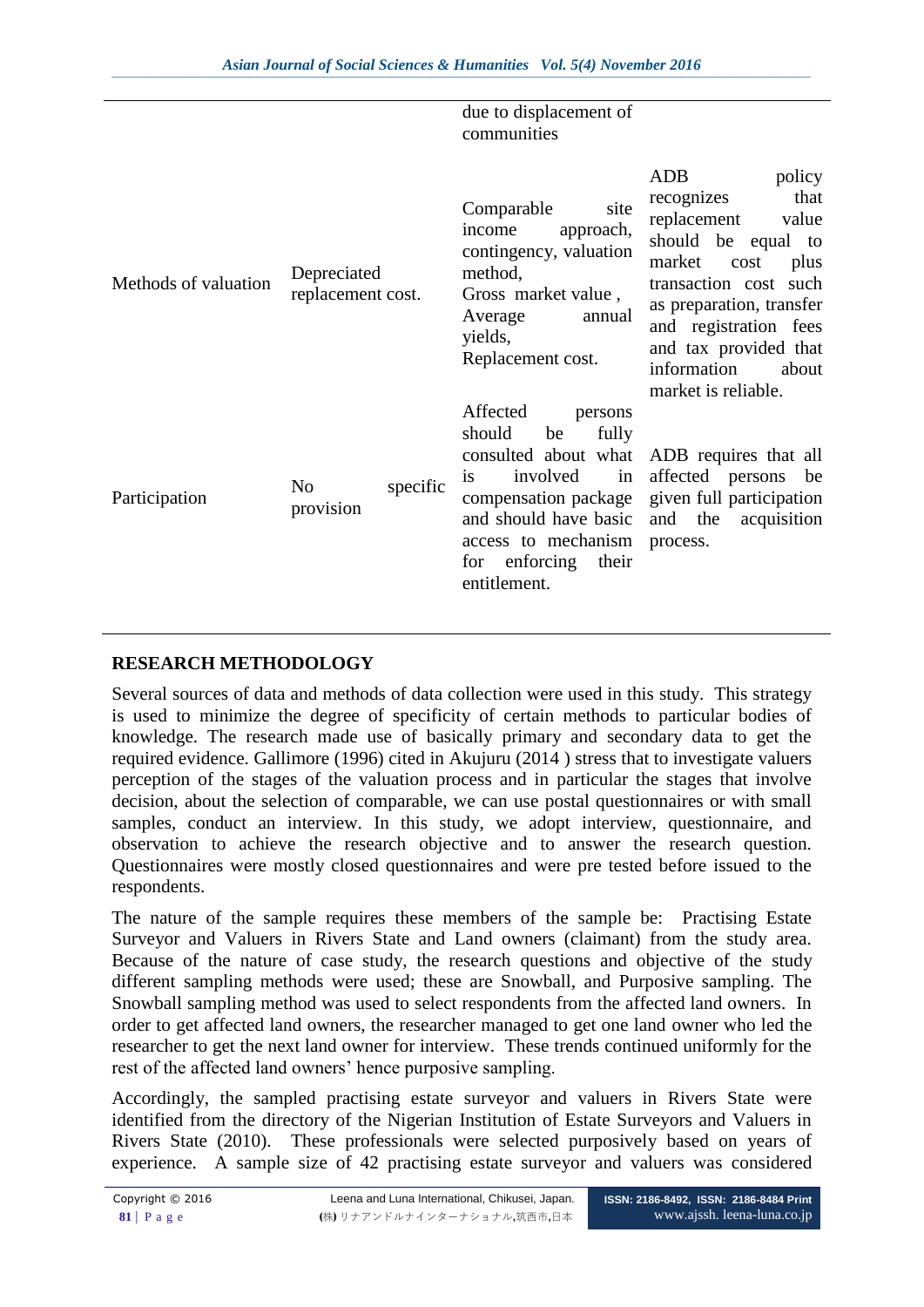| | | | |
|---|---|---|---|
| | | due to displacement of communities | |
| Methods of valuation | Depreciated replacement cost. | Comparable site income approach, contingency, valuation method, Gross market value , Average annual yields, Replacement cost. | ADB policy recognizes that replacement value should be equal to market cost plus transaction cost such as preparation, transfer and registration fees and tax provided that information about market is reliable. |
| Participation | No specific provision | Affected persons should be fully consulted about what is involved in compensation package and should have basic access to mechanism for enforcing their entitlement. | ADB requires that all affected persons be given full participation and the acquisition process. |

## RESEARCH METHODOLOGY

Several sources of data and methods of data collection were used in this study. This strategy is used to minimize the degree of specificity of certain methods to particular bodies of knowledge. The research made use of basically primary and secondary data to get the required evidence. Gallimore (1996) cited in Akujuru (2014 ) stress that to investigate valuers perception of the stages of the valuation process and in particular the stages that involve decision, about the selection of comparable, we can use postal questionnaires or with small samples, conduct an interview. In this study, we adopt interview, questionnaire, and observation to achieve the research objective and to answer the research question. Questionnaires were mostly closed questionnaires and were pre tested before issued to the respondents.

The nature of the sample requires these members of the sample be: Practising Estate Surveyor and Valuers in Rivers State and Land owners (claimant) from the study area. Because of the nature of case study, the research questions and objective of the study different sampling methods were used; these are Snowball, and Purposive sampling. The Snowball sampling method was used to select respondents from the affected land owners. In order to get affected land owners, the researcher managed to get one land owner who led the researcher to get the next land owner for interview. These trends continued uniformly for the rest of the affected land owners' hence purposive sampling.

Accordingly, the sampled practising estate surveyor and valuers in Rivers State were identified from the directory of the Nigerian Institution of Estate Surveyors and Valuers in Rivers State (2010). These professionals were selected purposively based on years of experience. A sample size of 42 practising estate surveyor and valuers was considered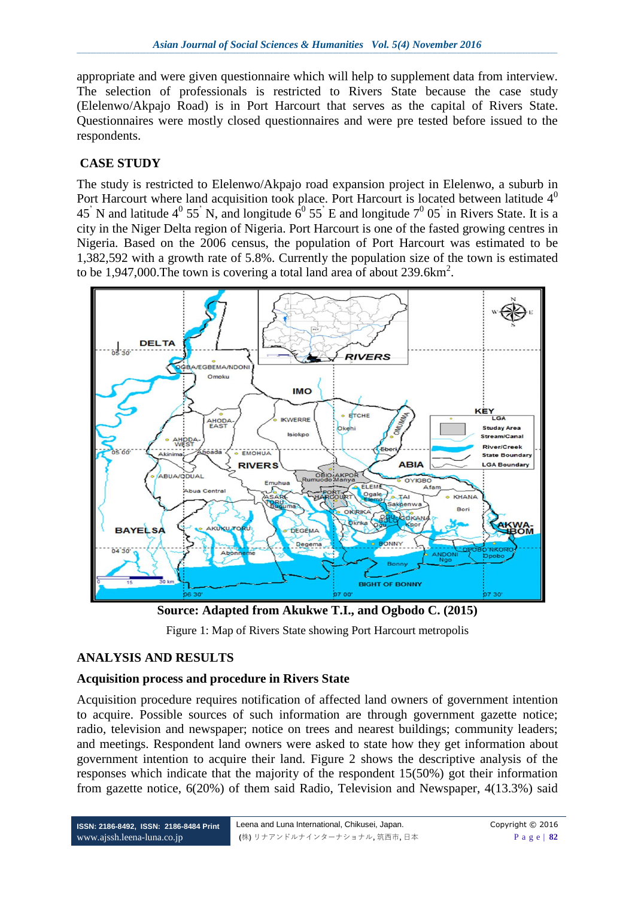appropriate and were given questionnaire which will help to supplement data from interview. The selection of professionals is restricted to Rivers State because the case study (Elelenwo/Akpajo Road) is in Port Harcourt that serves as the capital of Rivers State. Questionnaires were mostly closed questionnaires and were pre tested before issued to the respondents.

## CASE STUDY

The study is restricted to Elelenwo/Akpajo road expansion project in Elelenwo, a suburb in Port Harcourt where land acquisition took place. Port Harcourt is located between latitude $4^0$ $45^'$ N and latitude $4^0$ $55^'$ N, and longitude $6^0$ $55^'$ E and longitude $7^0$ $05^'$ in Rivers State. It is a city in the Niger Delta region of Nigeria. Port Harcourt is one of the fasted growing centres in Nigeria. Based on the 2006 census, the population of Port Harcourt was estimated to be 1,382,592 with a growth rate of 5.8%. Currently the population size of the town is estimated to be 1,947,000.The town is covering a total land area of about 239.6km$^2$.

**Source: Adapted from Akukwe T.I., and Ogbodo C. (2015)**

Figure 1: Map of Rivers State showing Port Harcourt metropolis

## ANALYSIS AND RESULTS

### Acquisition process and procedure in Rivers State

Acquisition procedure requires notification of affected land owners of government intention to acquire. Possible sources of such information are through government gazette notice; radio, television and newspaper; notice on trees and nearest buildings; community leaders; and meetings. Respondent land owners were asked to state how they get information about government intention to acquire their land. Figure 2 shows the descriptive analysis of the responses which indicate that the majority of the respondent 15(50%) got their information from gazette notice, 6(20%) of them said Radio, Television and Newspaper, 4(13.3%) said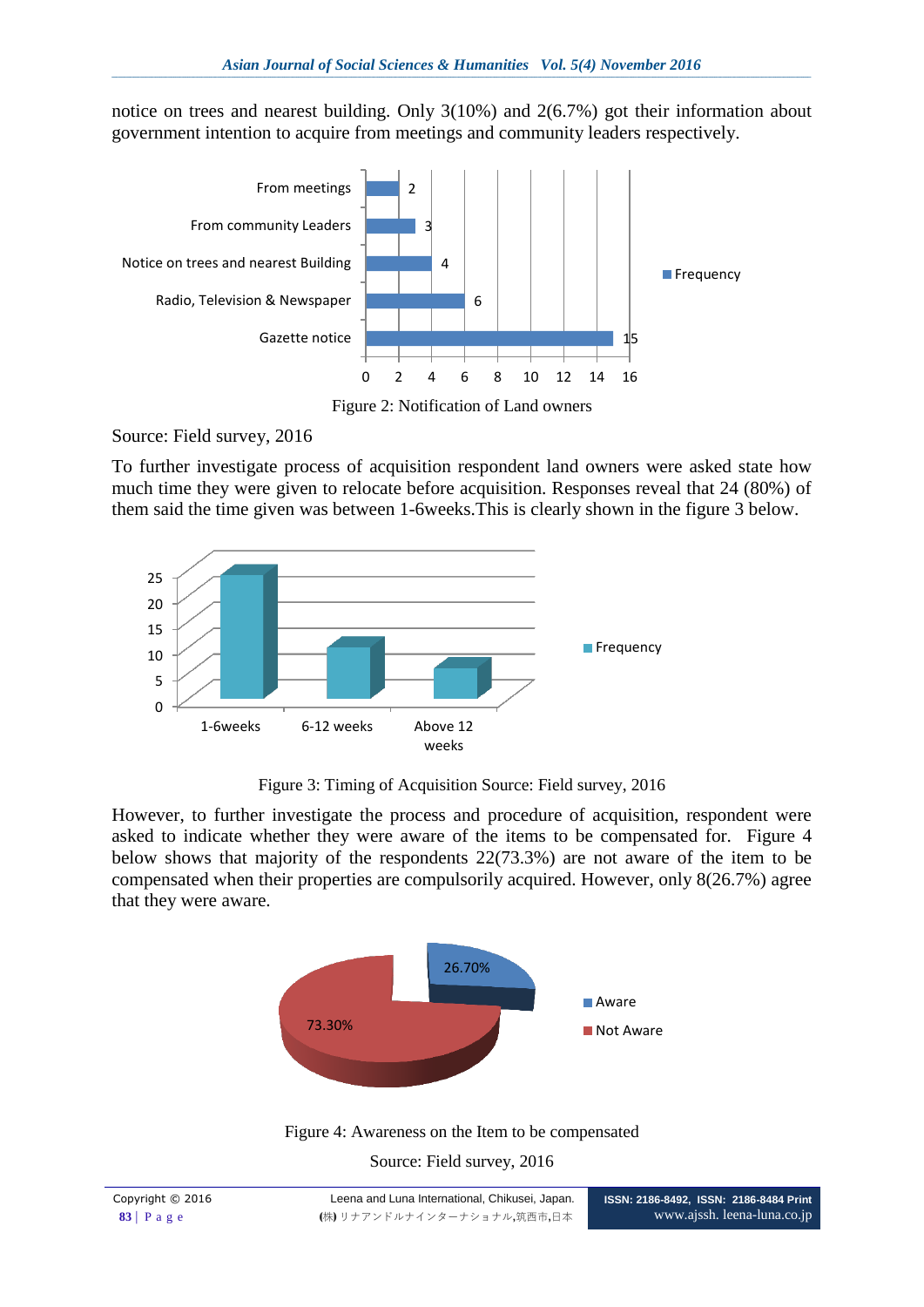notice on trees and nearest building. Only 3(10%) and 2(6.7%) got their information about government intention to acquire from meetings and community leaders respectively.

Figure 2: Notification of Land owners

Source: Field survey, 2016

To further investigate process of acquisition respondent land owners were asked state how much time they were given to relocate before acquisition. Responses reveal that 24 (80%) of them said the time given was between 1-6weeks.This is clearly shown in the figure 3 below.

Figure 3: Timing of Acquisition Source: Field survey, 2016

However, to further investigate the process and procedure of acquisition, respondent were asked to indicate whether they were aware of the items to be compensated for. Figure 4 below shows that majority of the respondents 22(73.3%) are not aware of the item to be compensated when their properties are compulsorily acquired. However, only 8(26.7%) agree that they were aware.

Figure 4: Awareness on the Item to be compensated

Source: Field survey, 2016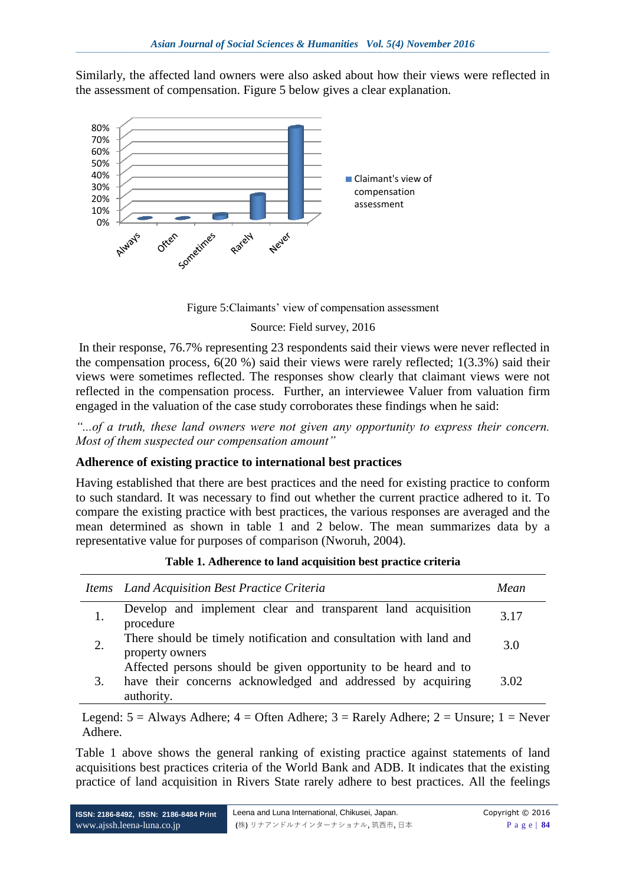Similarly, the affected land owners were also asked about how their views were reflected in the assessment of compensation. Figure 5 below gives a clear explanation.

Figure 5:Claimants' view of compensation assessment

Source: Field survey, 2016

In their response, 76.7% representing 23 respondents said their views were never reflected in the compensation process, 6(20 %) said their views were rarely reflected; 1(3.3%) said their views were sometimes reflected. The responses show clearly that claimant views were not reflected in the compensation process. Further, an interviewee Valuer from valuation firm engaged in the valuation of the case study corroborates these findings when he said:

*"...of a truth, these land owners were not given any opportunity to express their concern. Most of them suspected our compensation amount"*

### Adherence of existing practice to international best practices

Having established that there are best practices and the need for existing practice to conform to such standard. It was necessary to find out whether the current practice adhered to it. To compare the existing practice with best practices, the various responses are averaged and the mean determined as shown in table 1 and 2 below. The mean summarizes data by a representative value for purposes of comparison (Nworuh, 2004).

**Table 1. Adherence to land acquisition best practice criteria**

| *Items* | *Land Acquisition Best Practice Criteria* | *Mean* |
|---|---|---|
| 1. | Develop and implement clear and transparent land acquisition procedure | 3.17 |
| 2. | There should be timely notification and consultation with land and property owners | 3.0 |
| 3. | Affected persons should be given opportunity to be heard and to have their concerns acknowledged and addressed by acquiring authority. | 3.02 |

Legend: 5 = Always Adhere; 4 = Often Adhere; 3 = Rarely Adhere; 2 = Unsure; 1 = Never Adhere.

Table 1 above shows the general ranking of existing practice against statements of land acquisitions best practices criteria of the World Bank and ADB. It indicates that the existing practice of land acquisition in Rivers State rarely adhere to best practices. All the feelings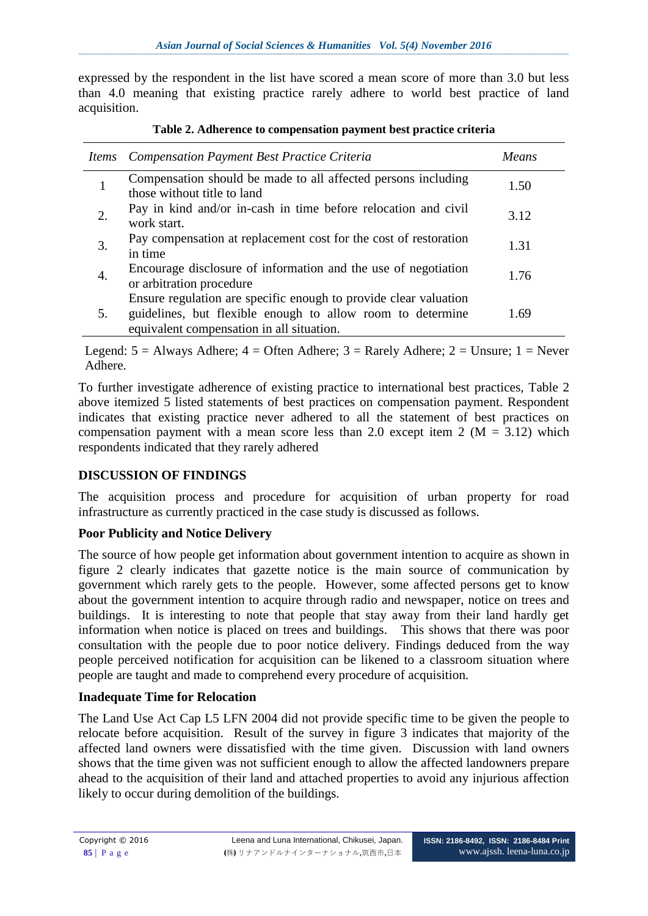expressed by the respondent in the list have scored a mean score of more than 3.0 but less than 4.0 meaning that existing practice rarely adhere to world best practice of land acquisition.

**Table 2. Adherence to compensation payment best practice criteria**

| *Items* | *Compensation Payment Best Practice Criteria* | *Means* |
|---|---|---|
| 1 | Compensation should be made to all affected persons including those without title to land | 1.50 |
| 2. | Pay in kind and/or in-cash in time before relocation and civil work start. | 3.12 |
| 3. | Pay compensation at replacement cost for the cost of restoration in time | 1.31 |
| 4. | Encourage disclosure of information and the use of negotiation or arbitration procedure | 1.76 |
| 5. | Ensure regulation are specific enough to provide clear valuation guidelines, but flexible enough to allow room to determine equivalent compensation in all situation. | 1.69 |

Legend: 5 = Always Adhere; 4 = Often Adhere; 3 = Rarely Adhere; 2 = Unsure; 1 = Never Adhere.

To further investigate adherence of existing practice to international best practices, Table 2 above itemized 5 listed statements of best practices on compensation payment. Respondent indicates that existing practice never adhered to all the statement of best practices on compensation payment with a mean score less than 2.0 except item 2 (M = 3.12) which respondents indicated that they rarely adhered

## DISCUSSION OF FINDINGS

The acquisition process and procedure for acquisition of urban property for road infrastructure as currently practiced in the case study is discussed as follows.

### Poor Publicity and Notice Delivery

The source of how people get information about government intention to acquire as shown in figure 2 clearly indicates that gazette notice is the main source of communication by government which rarely gets to the people. However, some affected persons get to know about the government intention to acquire through radio and newspaper, notice on trees and buildings. It is interesting to note that people that stay away from their land hardly get information when notice is placed on trees and buildings. This shows that there was poor consultation with the people due to poor notice delivery. Findings deduced from the way people perceived notification for acquisition can be likened to a classroom situation where people are taught and made to comprehend every procedure of acquisition.

### Inadequate Time for Relocation

The Land Use Act Cap L5 LFN 2004 did not provide specific time to be given the people to relocate before acquisition. Result of the survey in figure 3 indicates that majority of the affected land owners were dissatisfied with the time given. Discussion with land owners shows that the time given was not sufficient enough to allow the affected landowners prepare ahead to the acquisition of their land and attached properties to avoid any injurious affection likely to occur during demolition of the buildings.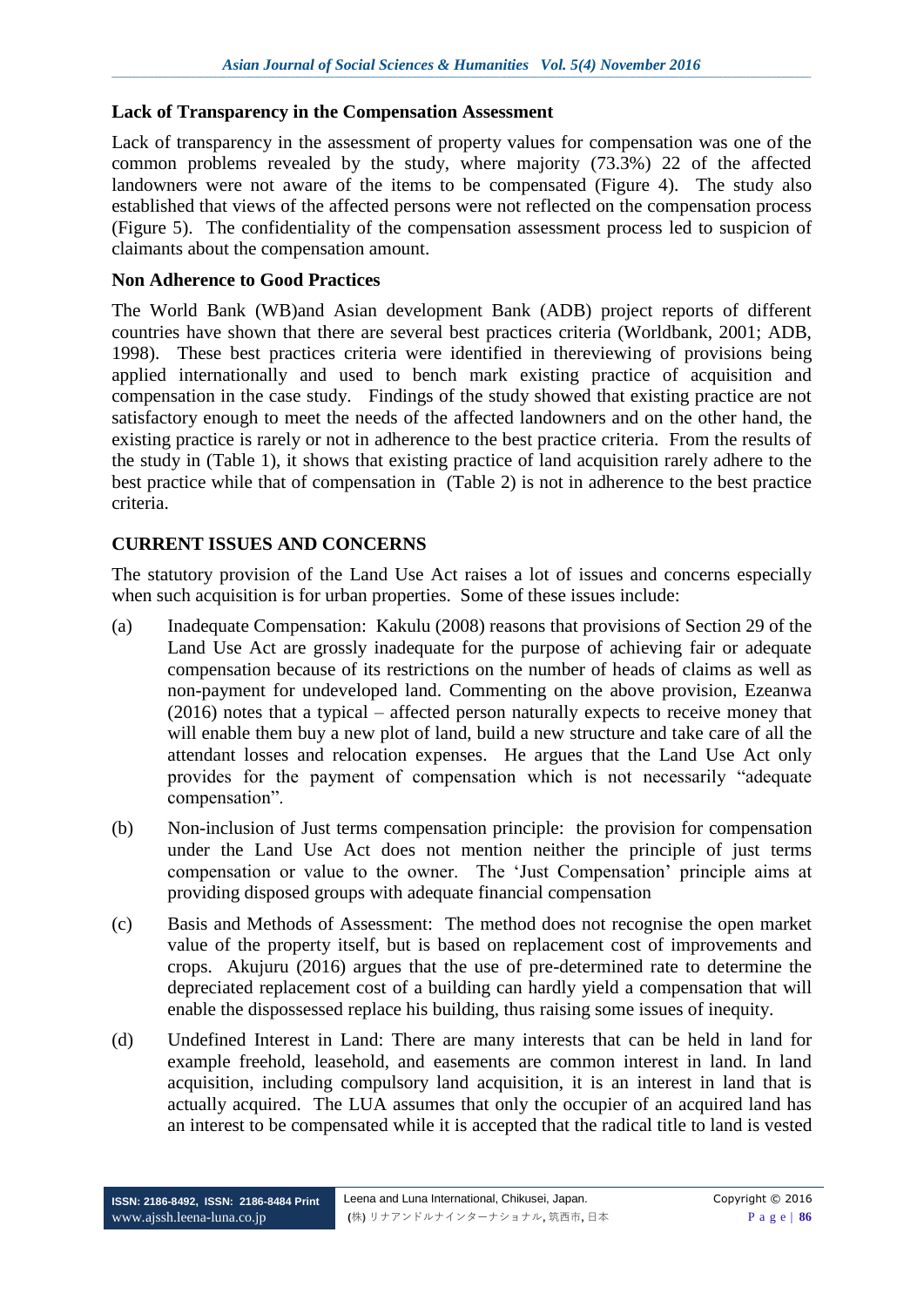### Lack of Transparency in the Compensation Assessment

Lack of transparency in the assessment of property values for compensation was one of the common problems revealed by the study, where majority (73.3%) 22 of the affected landowners were not aware of the items to be compensated (Figure 4). The study also established that views of the affected persons were not reflected on the compensation process (Figure 5). The confidentiality of the compensation assessment process led to suspicion of claimants about the compensation amount.

### Non Adherence to Good Practices

The World Bank (WB)and Asian development Bank (ADB) project reports of different countries have shown that there are several best practices criteria (Worldbank, 2001; ADB, 1998). These best practices criteria were identified in thereviewing of provisions being applied internationally and used to bench mark existing practice of acquisition and compensation in the case study. Findings of the study showed that existing practice are not satisfactory enough to meet the needs of the affected landowners and on the other hand, the existing practice is rarely or not in adherence to the best practice criteria. From the results of the study in (Table 1), it shows that existing practice of land acquisition rarely adhere to the best practice while that of compensation in (Table 2) is not in adherence to the best practice criteria.

## CURRENT ISSUES AND CONCERNS

The statutory provision of the Land Use Act raises a lot of issues and concerns especially when such acquisition is for urban properties. Some of these issues include:

(a) Inadequate Compensation: Kakulu (2008) reasons that provisions of Section 29 of the Land Use Act are grossly inadequate for the purpose of achieving fair or adequate compensation because of its restrictions on the number of heads of claims as well as non-payment for undeveloped land. Commenting on the above provision, Ezeanwa (2016) notes that a typical – affected person naturally expects to receive money that will enable them buy a new plot of land, build a new structure and take care of all the attendant losses and relocation expenses. He argues that the Land Use Act only provides for the payment of compensation which is not necessarily "adequate compensation".

(b) Non-inclusion of Just terms compensation principle: the provision for compensation under the Land Use Act does not mention neither the principle of just terms compensation or value to the owner. The 'Just Compensation' principle aims at providing disposed groups with adequate financial compensation

(c) Basis and Methods of Assessment: The method does not recognise the open market value of the property itself, but is based on replacement cost of improvements and crops. Akujuru (2016) argues that the use of pre-determined rate to determine the depreciated replacement cost of a building can hardly yield a compensation that will enable the dispossessed replace his building, thus raising some issues of inequity.

(d) Undefined Interest in Land: There are many interests that can be held in land for example freehold, leasehold, and easements are common interest in land. In land acquisition, including compulsory land acquisition, it is an interest in land that is actually acquired. The LUA assumes that only the occupier of an acquired land has an interest to be compensated while it is accepted that the radical title to land is vested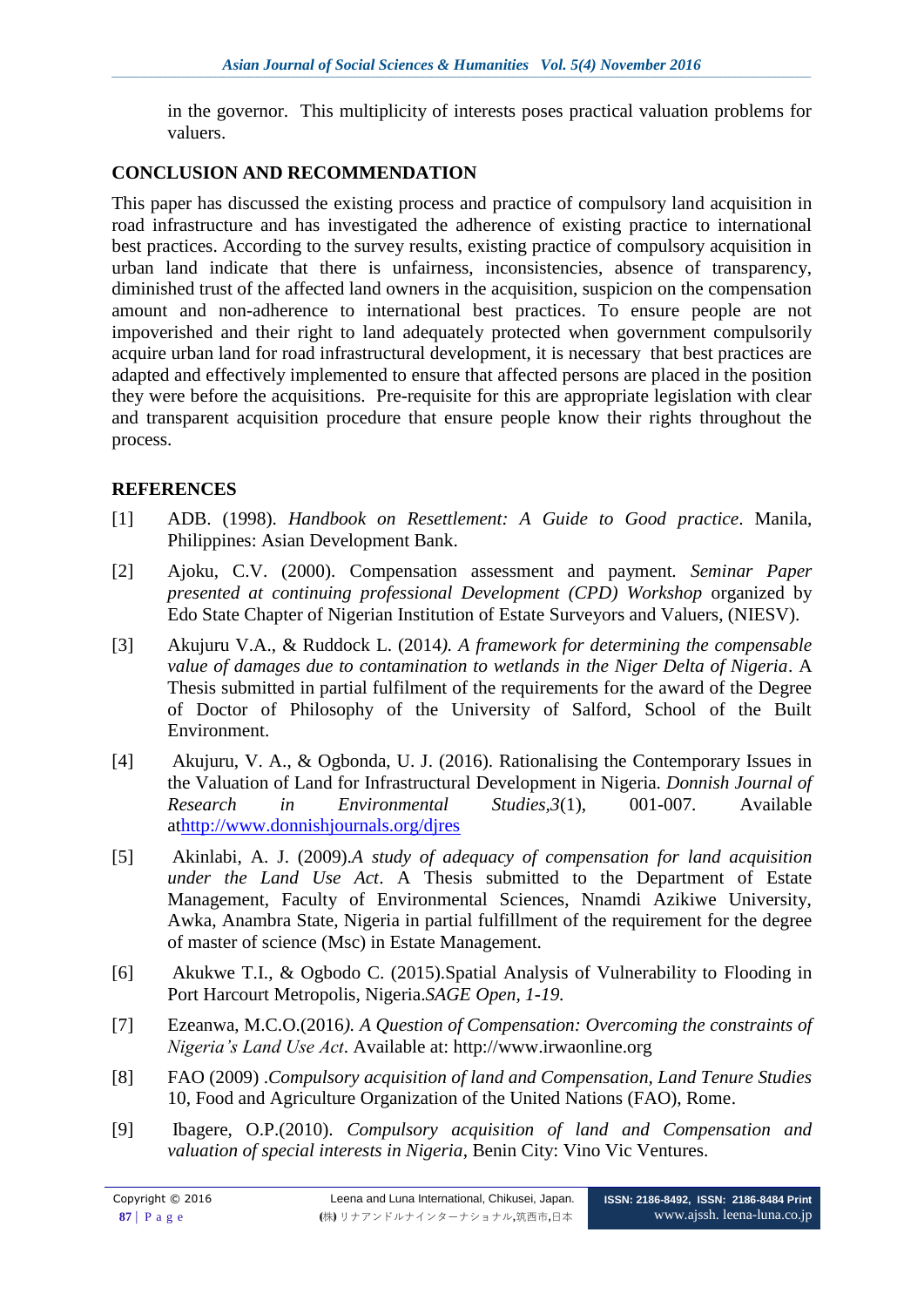in the governor. This multiplicity of interests poses practical valuation problems for valuers.

## CONCLUSION AND RECOMMENDATION

This paper has discussed the existing process and practice of compulsory land acquisition in road infrastructure and has investigated the adherence of existing practice to international best practices. According to the survey results, existing practice of compulsory acquisition in urban land indicate that there is unfairness, inconsistencies, absence of transparency, diminished trust of the affected land owners in the acquisition, suspicion on the compensation amount and non-adherence to international best practices. To ensure people are not impoverished and their right to land adequately protected when government compulsorily acquire urban land for road infrastructural development, it is necessary that best practices are adapted and effectively implemented to ensure that affected persons are placed in the position they were before the acquisitions. Pre-requisite for this are appropriate legislation with clear and transparent acquisition procedure that ensure people know their rights throughout the process.

## REFERENCES

[1] ADB. (1998). *Handbook on Resettlement: A Guide to Good practice*. Manila, Philippines: Asian Development Bank.

[2] Ajoku, C.V. (2000). Compensation assessment and payment. *Seminar Paper presented at continuing professional Development (CPD) Workshop* organized by Edo State Chapter of Nigerian Institution of Estate Surveyors and Valuers, (NIESV).

[3] Akujuru V.A., & Ruddock L. (2014*). A framework for determining the compensable value of damages due to contamination to wetlands in the Niger Delta of Nigeria*. A Thesis submitted in partial fulfilment of the requirements for the award of the Degree of Doctor of Philosophy of the University of Salford, School of the Built Environment.

[4] Akujuru, V. A., & Ogbonda, U. J. (2016). Rationalising the Contemporary Issues in the Valuation of Land for Infrastructural Development in Nigeria. *Donnish Journal of Research in Environmental Studies,3*(1), 001-007. Available athttp://www.donnishjournals.org/djres

[5] Akinlabi, A. J. (2009).*A study of adequacy of compensation for land acquisition under the Land Use Act*. A Thesis submitted to the Department of Estate Management, Faculty of Environmental Sciences, Nnamdi Azikiwe University, Awka, Anambra State, Nigeria in partial fulfillment of the requirement for the degree of master of science (Msc) in Estate Management.

[6] Akukwe T.I., & Ogbodo C. (2015).Spatial Analysis of Vulnerability to Flooding in Port Harcourt Metropolis, Nigeria.*SAGE Open, 1-19.*

[7] Ezeanwa, M.C.O.(2016*). A Question of Compensation: Overcoming the constraints of Nigeria's Land Use Act*. Available at: http://www.irwaonline.org

[8] FAO (2009) .*Compulsory acquisition of land and Compensation, Land Tenure Studies* 10, Food and Agriculture Organization of the United Nations (FAO), Rome.

[9] Ibagere, O.P.(2010). *Compulsory acquisition of land and Compensation and valuation of special interests in Nigeria*, Benin City: Vino Vic Ventures.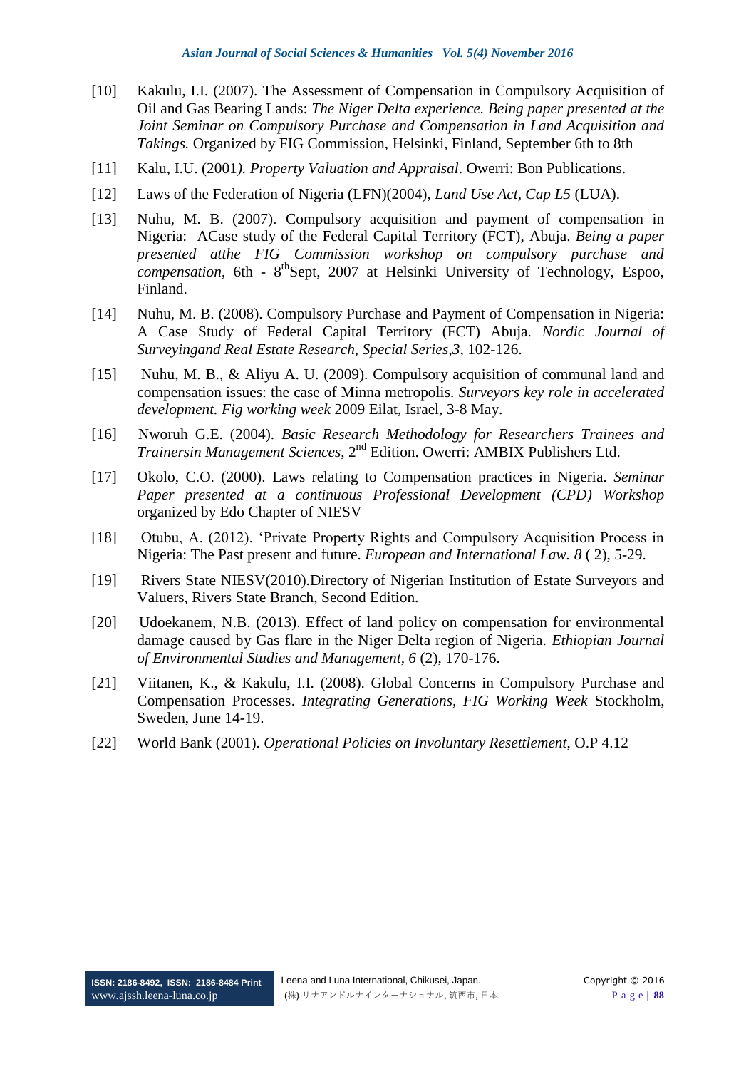[10] Kakulu, I.I. (2007). The Assessment of Compensation in Compulsory Acquisition of Oil and Gas Bearing Lands: *The Niger Delta experience. Being paper presented at the Joint Seminar on Compulsory Purchase and Compensation in Land Acquisition and Takings.* Organized by FIG Commission, Helsinki, Finland, September 6th to 8th

[11] Kalu, I.U. (2001*). Property Valuation and Appraisal*. Owerri: Bon Publications.

[12] Laws of the Federation of Nigeria (LFN)(2004), *Land Use Act, Cap L5* (LUA).

[13] Nuhu, M. B. (2007). Compulsory acquisition and payment of compensation in Nigeria: ACase study of the Federal Capital Territory (FCT), Abuja. *Being a paper presented atthe FIG Commission workshop on compulsory purchase and compensation*, 6th - 8thSept, 2007 at Helsinki University of Technology, Espoo, Finland.

[14] Nuhu, M. B. (2008). Compulsory Purchase and Payment of Compensation in Nigeria: A Case Study of Federal Capital Territory (FCT) Abuja. *Nordic Journal of Surveyingand Real Estate Research, Special Series,3*, 102-126.

[15] Nuhu, M. B., & Aliyu A. U. (2009). Compulsory acquisition of communal land and compensation issues: the case of Minna metropolis. *Surveyors key role in accelerated development. Fig working week* 2009 Eilat, Israel, 3-8 May.

[16] Nworuh G.E. (2004). *Basic Research Methodology for Researchers Trainees and Trainersin Management Sciences*, 2nd Edition. Owerri: AMBIX Publishers Ltd.

[17] Okolo, C.O. (2000). Laws relating to Compensation practices in Nigeria. *Seminar Paper presented at a continuous Professional Development (CPD) Workshop* organized by Edo Chapter of NIESV

[18] Otubu, A. (2012). 'Private Property Rights and Compulsory Acquisition Process in Nigeria: The Past present and future. *European and International Law. 8* ( 2), 5-29.

[19] Rivers State NIESV(2010).Directory of Nigerian Institution of Estate Surveyors and Valuers, Rivers State Branch, Second Edition.

[20] Udoekanem, N.B. (2013). Effect of land policy on compensation for environmental damage caused by Gas flare in the Niger Delta region of Nigeria. *Ethiopian Journal of Environmental Studies and Management, 6* (2), 170-176.

[21] Viitanen, K., & Kakulu, I.I. (2008). Global Concerns in Compulsory Purchase and Compensation Processes. *Integrating Generations, FIG Working Week* Stockholm, Sweden, June 14-19.

[22] World Bank (2001). *Operational Policies on Involuntary Resettlement*, O.P 4.12